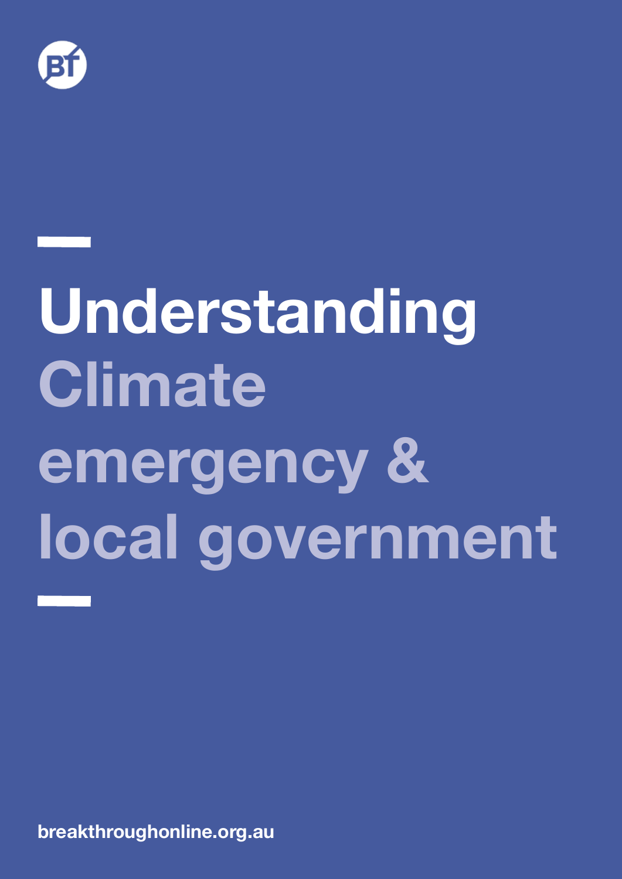# Understanding Climate emergency & local government

breakthroughonline.org.au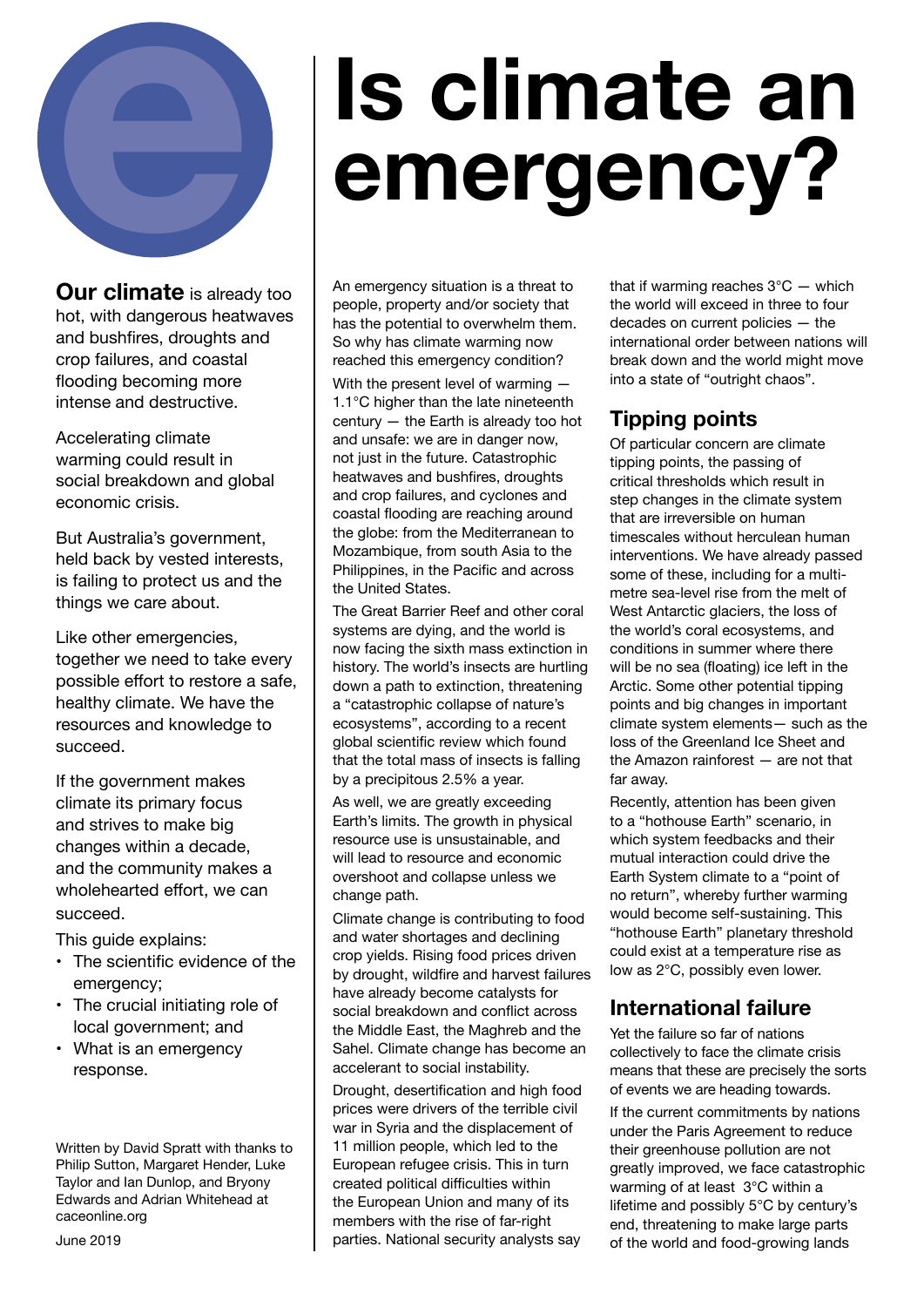# Is climate an emergency?

**Our climate** is already too hot, with dangerous heatwaves and bushfires, droughts and crop failures, and coastal flooding becoming more intense and destructive.

Accelerating climate warming could result in social breakdown and global economic crisis.

But Australia's government, held back by vested interests, is failing to protect us and the things we care about.

Like other emergencies, together we need to take every possible effort to restore a safe, healthy climate. We have the resources and knowledge to succeed.

If the government makes climate its primary focus and strives to make big changes within a decade, and the community makes a wholehearted effort, we can succeed.

This guide explains:

- The scientific evidence of the emergency;
- The crucial initiating role of local government; and
- What is an emergency response.

Written by David Spratt with thanks to Philip Sutton, Margaret Hender, Luke Taylor and Ian Dunlop, and Bryony Edwards and Adrian Whitehead at caceonline.org

June 2019

An emergency situation is a threat to people, property and/or society that has the potential to overwhelm them. So why has climate warming now reached this emergency condition?

With the present level of warming — 1.1°C higher than the late nineteenth century — the Earth is already too hot and unsafe: we are in danger now, not just in the future. Catastrophic heatwaves and bushfires, droughts and crop failures, and cyclones and coastal flooding are reaching around the globe: from the Mediterranean to Mozambique, from south Asia to the Philippines, in the Pacific and across the United States.

The Great Barrier Reef and other coral systems are dying, and the world is now facing the sixth mass extinction in history. The world's insects are hurtling down a path to extinction, threatening a "catastrophic collapse of nature's ecosystems", according to a recent global scientific review which found that the total mass of insects is falling by a precipitous 2.5% a year.

As well, we are greatly exceeding Earth's limits. The growth in physical resource use is unsustainable, and will lead to resource and economic overshoot and collapse unless we change path.

Climate change is contributing to food and water shortages and declining crop yields. Rising food prices driven by drought, wildfire and harvest failures have already become catalysts for social breakdown and conflict across the Middle East, the Maghreb and the Sahel. Climate change has become an accelerant to social instability.

Drought, desertification and high food prices were drivers of the terrible civil war in Syria and the displacement of 11 million people, which led to the European refugee crisis. This in turn created political difficulties within the European Union and many of its members with the rise of far-right parties. National security analysts say that if warming reaches 3°C — which the world will exceed in three to four decades on current policies — the international order between nations will break down and the world might move into a state of "outright chaos".

## Tipping points

Of particular concern are climate tipping points, the passing of critical thresholds which result in step changes in the climate system that are irreversible on human timescales without herculean human interventions. We have already passed some of these, including for a multi-metre sea-level rise from the melt of West Antarctic glaciers, the loss of the world's coral ecosystems, and conditions in summer where there will be no sea (floating) ice left in the Arctic. Some other potential tipping points and big changes in important climate system elements— such as the loss of the Greenland Ice Sheet and the Amazon rainforest — are not that far away.

Recently, attention has been given to a "hothouse Earth" scenario, in which system feedbacks and their mutual interaction could drive the Earth System climate to a "point of no return", whereby further warming would become self-sustaining. This "hothouse Earth" planetary threshold could exist at a temperature rise as low as 2°C, possibly even lower.

## International failure

Yet the failure so far of nations collectively to face the climate crisis means that these are precisely the sorts of events we are heading towards.

If the current commitments by nations under the Paris Agreement to reduce their greenhouse pollution are not greatly improved, we face catastrophic warming of at least 3°C within a lifetime and possibly 5°C by century's end, threatening to make large parts of the world and food-growing lands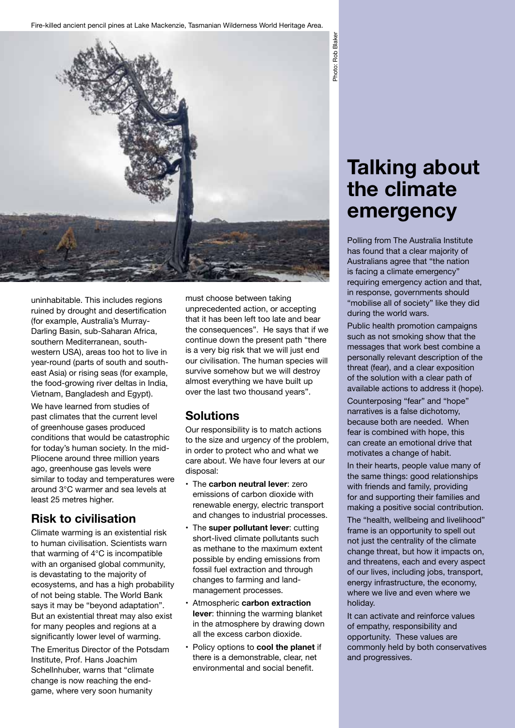Fire-killed ancient pencil pines at Lake Mackenzie, Tasmanian Wilderness World Heritage Area.

Photo: Rob Blakers

uninhabitable. This includes regions ruined by drought and desertification (for example, Australia's Murray-Darling Basin, sub-Saharan Africa, southern Mediterranean, south-western USA), areas too hot to live in year-round (parts of south and south-east Asia) or rising seas (for example, the food-growing river deltas in India, Vietnam, Bangladesh and Egypt).

We have learned from studies of past climates that the current level of greenhouse gases produced conditions that would be catastrophic for today's human society. In the mid-Pliocene around three million years ago, greenhouse gas levels were similar to today and temperatures were around 3°C warmer and sea levels at least 25 metres higher.

## Risk to civilisation

Climate warming is an existential risk to human civilisation. Scientists warn that warming of 4°C is incompatible with an organised global community, is devastating to the majority of ecosystems, and has a high probability of not being stable. The World Bank says it may be "beyond adaptation". But an existential threat may also exist for many peoples and regions at a significantly lower level of warming.

The Emeritus Director of the Potsdam Institute, Prof. Hans Joachim Schellnhuber, warns that "climate change is now reaching the end-game, where very soon humanity must choose between taking unprecedented action, or accepting that it has been left too late and bear the consequences". He says that if we continue down the present path "there is a very big risk that we will just end our civilisation. The human species will survive somehow but we will destroy almost everything we have built up over the last two thousand years".

## Solutions

Our responsibility is to match actions to the size and urgency of the problem, in order to protect who and what we care about. We have four levers at our disposal:

- The **carbon neutral lever**: zero emissions of carbon dioxide with renewable energy, electric transport and changes to industrial processes.
- The **super pollutant lever**: cutting short-lived climate pollutants such as methane to the maximum extent possible by ending emissions from fossil fuel extraction and through changes to farming and land-management processes.
- Atmospheric **carbon extraction lever**: thinning the warming blanket in the atmosphere by drawing down all the excess carbon dioxide.
- Policy options to **cool the planet** if there is a demonstrable, clear, net environmental and social benefit.

# Talking about the climate emergency

Polling from The Australia Institute has found that a clear majority of Australians agree that "the nation is facing a climate emergency" requiring emergency action and that, in response, governments should "mobilise all of society" like they did during the world wars.

Public health promotion campaigns such as not smoking show that the messages that work best combine a personally relevant description of the threat (fear), and a clear exposition of the solution with a clear path of available actions to address it (hope).

Counterposing "fear" and "hope" narratives is a false dichotomy, because both are needed. When fear is combined with hope, this can create an emotional drive that motivates a change of habit.

In their hearts, people value many of the same things: good relationships with friends and family, providing for and supporting their families and making a positive social contribution.

The "health, wellbeing and livelihood" frame is an opportunity to spell out not just the centrality of the climate change threat, but how it impacts on, and threatens, each and every aspect of our lives, including jobs, transport, energy infrastructure, the economy, where we live and even where we holiday.

It can activate and reinforce values of empathy, responsibility and opportunity. These values are commonly held by both conservatives and progressives.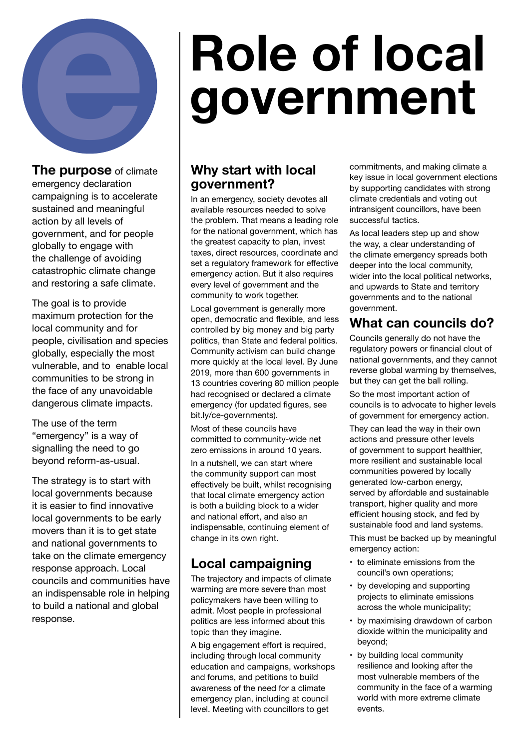# Role of local government

**The purpose** of climate emergency declaration campaigning is to accelerate sustained and meaningful action by all levels of government, and for people globally to engage with the challenge of avoiding catastrophic climate change and restoring a safe climate.

The goal is to provide maximum protection for the local community and for people, civilisation and species globally, especially the most vulnerable, and to enable local communities to be strong in the face of any unavoidable dangerous climate impacts.

The use of the term "emergency" is a way of signalling the need to go beyond reform-as-usual.

The strategy is to start with local governments because it is easier to find innovative local governments to be early movers than it is to get state and national governments to take on the climate emergency response approach. Local councils and communities have an indispensable role in helping to build a national and global response.

## Why start with local government?

In an emergency, society devotes all available resources needed to solve the problem. That means a leading role for the national government, which has the greatest capacity to plan, invest taxes, direct resources, coordinate and set a regulatory framework for effective emergency action. But it also requires every level of government and the community to work together.

Local government is generally more open, democratic and flexible, and less controlled by big money and big party politics, than State and federal politics. Community activism can build change more quickly at the local level. By June 2019, more than 600 governments in 13 countries covering 80 million people had recognised or declared a climate emergency (for updated figures, see bit.ly/ce-governments).

Most of these councils have committed to community-wide net zero emissions in around 10 years.

In a nutshell, we can start where the community support can most effectively be built, whilst recognising that local climate emergency action is both a building block to a wider and national effort, and also an indispensable, continuing element of change in its own right.

## Local campaigning

The trajectory and impacts of climate warming are more severe than most policymakers have been willing to admit. Most people in professional politics are less informed about this topic than they imagine.

A big engagement effort is required, including through local community education and campaigns, workshops and forums, and petitions to build awareness of the need for a climate emergency plan, including at council level. Meeting with councillors to get commitments, and making climate a key issue in local government elections by supporting candidates with strong climate credentials and voting out intransigent councillors, have been successful tactics.

As local leaders step up and show the way, a clear understanding of the climate emergency spreads both deeper into the local community, wider into the local political networks, and upwards to State and territory governments and to the national government.

## What can councils do?

Councils generally do not have the regulatory powers or financial clout of national governments, and they cannot reverse global warming by themselves, but they can get the ball rolling.

So the most important action of councils is to advocate to higher levels of government for emergency action.

They can lead the way in their own actions and pressure other levels of government to support healthier, more resilient and sustainable local communities powered by locally generated low-carbon energy, served by affordable and sustainable transport, higher quality and more efficient housing stock, and fed by sustainable food and land systems.

This must be backed up by meaningful emergency action:

- to eliminate emissions from the council's own operations;
- by developing and supporting projects to eliminate emissions across the whole municipality;
- by maximising drawdown of carbon dioxide within the municipality and beyond;
- by building local community resilience and looking after the most vulnerable members of the community in the face of a warming world with more extreme climate events.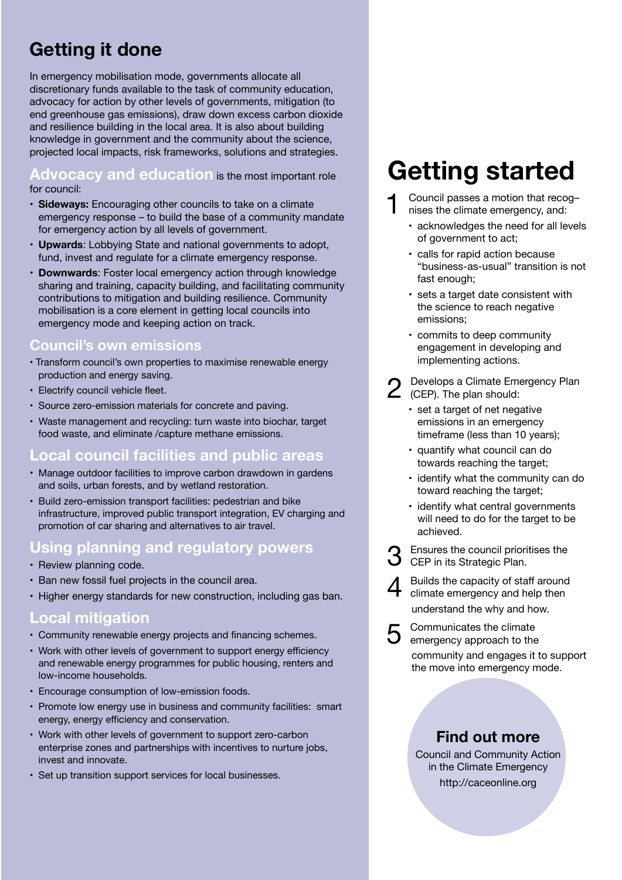## Getting it done

In emergency mobilisation mode, governments allocate all discretionary funds available to the task of community education, advocacy for action by other levels of governments, mitigation (to end greenhouse gas emissions), draw down excess carbon dioxide and resilience building in the local area. It is also about building knowledge in government and the community about the science, projected local impacts, risk frameworks, solutions and strategies.

### Advocacy and education

**Advocacy and education** is the most important role for council:

- **Sideways:** Encouraging other councils to take on a climate emergency response – to build the base of a community mandate for emergency action by all levels of government.
- **Upwards**: Lobbying State and national governments to adopt, fund, invest and regulate for a climate emergency response.
- **Downwards**: Foster local emergency action through knowledge sharing and training, capacity building, and facilitating community contributions to mitigation and building resilience. Community mobilisation is a core element in getting local councils into emergency mode and keeping action on track.

### Council's own emissions

- Transform council's own properties to maximise renewable energy production and energy saving.
- Electrify council vehicle fleet.
- Source zero-emission materials for concrete and paving.
- Waste management and recycling: turn waste into biochar, target food waste, and eliminate /capture methane emissions.

### Local council facilities and public areas

- Manage outdoor facilities to improve carbon drawdown in gardens and soils, urban forests, and by wetland restoration.
- Build zero-emission transport facilities: pedestrian and bike infrastructure, improved public transport integration, EV charging and promotion of car sharing and alternatives to air travel.

### Using planning and regulatory powers

- Review planning code.
- Ban new fossil fuel projects in the council area.
- Higher energy standards for new construction, including gas ban.

### Local mitigation

- Community renewable energy projects and financing schemes.
- Work with other levels of government to support energy efficiency and renewable energy programmes for public housing, renters and low-income households.
- Encourage consumption of low-emission foods.
- Promote low energy use in business and community facilities: smart energy, energy efficiency and conservation.
- Work with other levels of government to support zero-carbon enterprise zones and partnerships with incentives to nurture jobs, invest and innovate.
- Set up transition support services for local businesses.

# Getting started

1. Council passes a motion that recog–nises the climate emergency, and:
   - acknowledges the need for all levels of government to act;
   - calls for rapid action because "business-as-usual" transition is not fast enough;
   - sets a target date consistent with the science to reach negative emissions;
   - commits to deep community engagement in developing and implementing actions.
2. Develops a Climate Emergency Plan (CEP). The plan should:
   - set a target of net negative emissions in an emergency timeframe (less than 10 years);
   - quantify what council can do towards reaching the target;
   - identify what the community can do toward reaching the target;
   - identify what central governments will need to do for the target to be achieved.
3. Ensures the council prioritises the CEP in its Strategic Plan.
4. Builds the capacity of staff around climate emergency and help then understand the why and how.
5. Communicates the climate emergency approach to the community and engages it to support the move into emergency mode.

### Find out more

Council and Community Action in the Climate Emergency
http://caceonline.org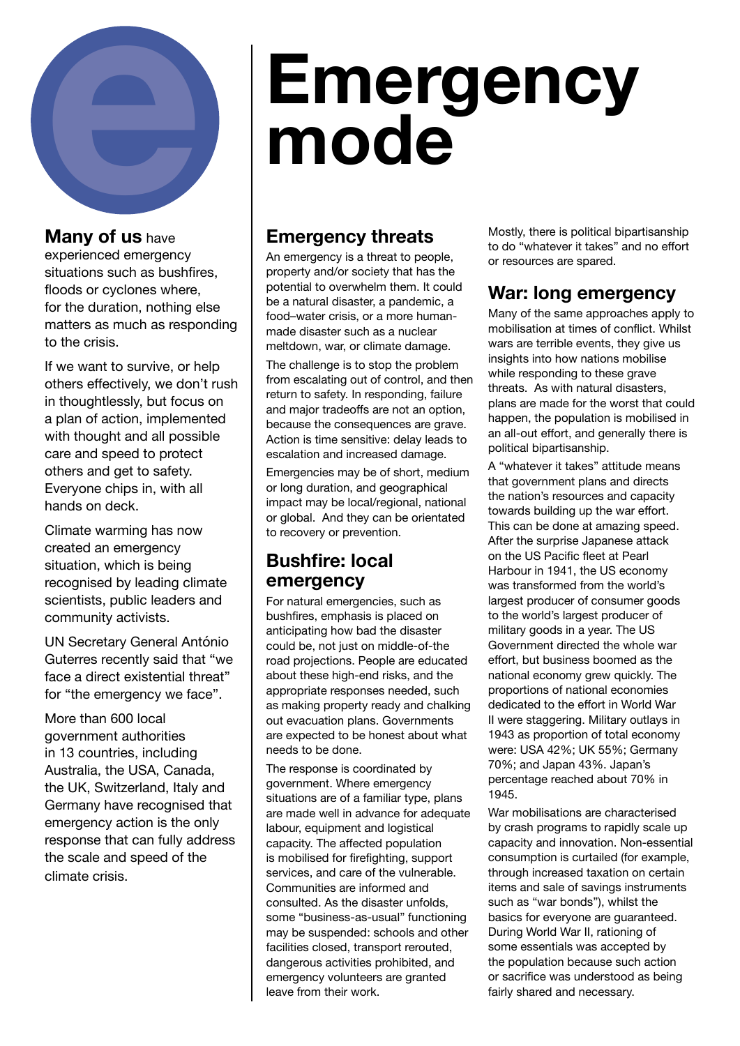# Emergency mode

**Many of us** have experienced emergency situations such as bushfires, floods or cyclones where, for the duration, nothing else matters as much as responding to the crisis.

If we want to survive, or help others effectively, we don't rush in thoughtlessly, but focus on a plan of action, implemented with thought and all possible care and speed to protect others and get to safety. Everyone chips in, with all hands on deck.

Climate warming has now created an emergency situation, which is being recognised by leading climate scientists, public leaders and community activists.

UN Secretary General António Guterres recently said that "we face a direct existential threat" for "the emergency we face".

More than 600 local government authorities in 13 countries, including Australia, the USA, Canada, the UK, Switzerland, Italy and Germany have recognised that emergency action is the only response that can fully address the scale and speed of the climate crisis.

## Emergency threats

An emergency is a threat to people, property and/or society that has the potential to overwhelm them. It could be a natural disaster, a pandemic, a food–water crisis, or a more human-made disaster such as a nuclear meltdown, war, or climate damage.

The challenge is to stop the problem from escalating out of control, and then return to safety. In responding, failure and major tradeoffs are not an option, because the consequences are grave. Action is time sensitive: delay leads to escalation and increased damage.

Emergencies may be of short, medium or long duration, and geographical impact may be local/regional, national or global. And they can be orientated to recovery or prevention.

## Bushfire: local emergency

For natural emergencies, such as bushfires, emphasis is placed on anticipating how bad the disaster could be, not just on middle-of-the road projections. People are educated about these high-end risks, and the appropriate responses needed, such as making property ready and chalking out evacuation plans. Governments are expected to be honest about what needs to be done.

The response is coordinated by government. Where emergency situations are of a familiar type, plans are made well in advance for adequate labour, equipment and logistical capacity. The affected population is mobilised for firefighting, support services, and care of the vulnerable. Communities are informed and consulted. As the disaster unfolds, some "business-as-usual" functioning may be suspended: schools and other facilities closed, transport rerouted, dangerous activities prohibited, and emergency volunteers are granted leave from their work.

Mostly, there is political bipartisanship to do "whatever it takes" and no effort or resources are spared.

## War: long emergency

Many of the same approaches apply to mobilisation at times of conflict. Whilst wars are terrible events, they give us insights into how nations mobilise while responding to these grave threats. As with natural disasters, plans are made for the worst that could happen, the population is mobilised in an all-out effort, and generally there is political bipartisanship.

A "whatever it takes" attitude means that government plans and directs the nation's resources and capacity towards building up the war effort. This can be done at amazing speed. After the surprise Japanese attack on the US Pacific fleet at Pearl Harbour in 1941, the US economy was transformed from the world's largest producer of consumer goods to the world's largest producer of military goods in a year. The US Government directed the whole war effort, but business boomed as the national economy grew quickly. The proportions of national economies dedicated to the effort in World War II were staggering. Military outlays in 1943 as proportion of total economy were: USA 42%; UK 55%; Germany 70%; and Japan 43%. Japan's percentage reached about 70% in 1945.

War mobilisations are characterised by crash programs to rapidly scale up capacity and innovation. Non-essential consumption is curtailed (for example, through increased taxation on certain items and sale of savings instruments such as "war bonds"), whilst the basics for everyone are guaranteed. During World War II, rationing of some essentials was accepted by the population because such action or sacrifice was understood as being fairly shared and necessary.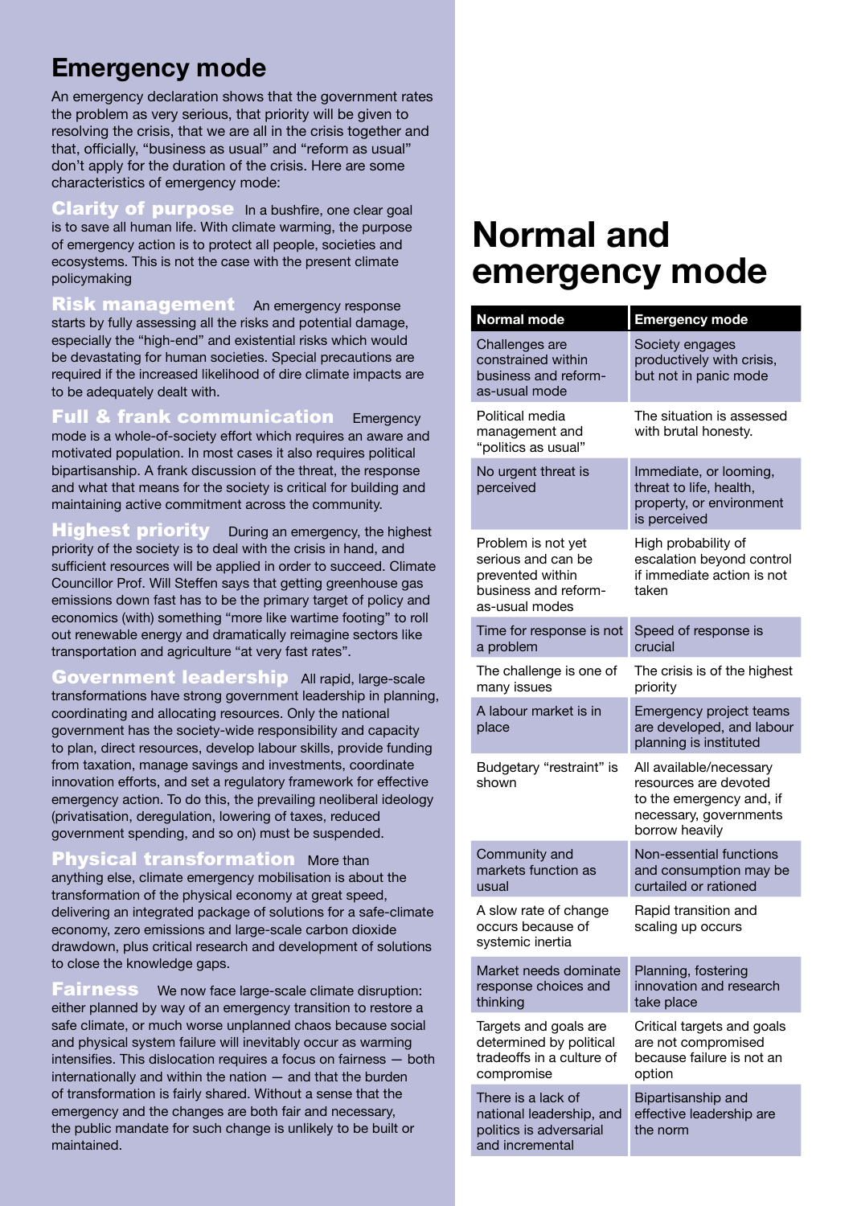## Emergency mode

An emergency declaration shows that the government rates the problem as very serious, that priority will be given to resolving the crisis, that we are all in the crisis together and that, officially, "business as usual" and "reform as usual" don't apply for the duration of the crisis. Here are some characteristics of emergency mode:

**Clarity of purpose** In a bushfire, one clear goal is to save all human life. With climate warming, the purpose of emergency action is to protect all people, societies and ecosystems. This is not the case with the present climate policymaking

**Risk management** An emergency response starts by fully assessing all the risks and potential damage, especially the "high-end" and existential risks which would be devastating for human societies. Special precautions are required if the increased likelihood of dire climate impacts are to be adequately dealt with.

**Full & frank communication** Emergency mode is a whole-of-society effort which requires an aware and motivated population. In most cases it also requires political bipartisanship. A frank discussion of the threat, the response and what that means for the society is critical for building and maintaining active commitment across the community.

**Highest priority** During an emergency, the highest priority of the society is to deal with the crisis in hand, and sufficient resources will be applied in order to succeed. Climate Councillor Prof. Will Steffen says that getting greenhouse gas emissions down fast has to be the primary target of policy and economics (with) something "more like wartime footing" to roll out renewable energy and dramatically reimagine sectors like transportation and agriculture "at very fast rates".

**Government leadership** All rapid, large-scale transformations have strong government leadership in planning, coordinating and allocating resources. Only the national government has the society-wide responsibility and capacity to plan, direct resources, develop labour skills, provide funding from taxation, manage savings and investments, coordinate innovation efforts, and set a regulatory framework for effective emergency action. To do this, the prevailing neoliberal ideology (privatisation, deregulation, lowering of taxes, reduced government spending, and so on) must be suspended.

**Physical transformation** More than anything else, climate emergency mobilisation is about the transformation of the physical economy at great speed, delivering an integrated package of solutions for a safe-climate economy, zero emissions and large-scale carbon dioxide drawdown, plus critical research and development of solutions to close the knowledge gaps.

**Fairness** We now face large-scale climate disruption: either planned by way of an emergency transition to restore a safe climate, or much worse unplanned chaos because social and physical system failure will inevitably occur as warming intensifies. This dislocation requires a focus on fairness — both internationally and within the nation — and that the burden of transformation is fairly shared. Without a sense that the emergency and the changes are both fair and necessary, the public mandate for such change is unlikely to be built or maintained.

# Normal and emergency mode

| Normal mode | Emergency mode |
|---|---|
| Challenges are constrained within business and reform-as-usual mode | Society engages productively with crisis, but not in panic mode |
| Political media management and "politics as usual" | The situation is assessed with brutal honesty. |
| No urgent threat is perceived | Immediate, or looming, threat to life, health, property, or environment is perceived |
| Problem is not yet serious and can be prevented within business and reform-as-usual modes | High probability of escalation beyond control if immediate action is not taken |
| Time for response is not a problem | Speed of response is crucial |
| The challenge is one of many issues | The crisis is of the highest priority |
| A labour market is in place | Emergency project teams are developed, and labour planning is instituted |
| Budgetary "restraint" is shown | All available/necessary resources are devoted to the emergency and, if necessary, governments borrow heavily |
| Community and markets function as usual | Non-essential functions and consumption may be curtailed or rationed |
| A slow rate of change occurs because of systemic inertia | Rapid transition and scaling up occurs |
| Market needs dominate response choices and thinking | Planning, fostering innovation and research take place |
| Targets and goals are determined by political tradeoffs in a culture of compromise | Critical targets and goals are not compromised because failure is not an option |
| There is a lack of national leadership, and politics is adversarial and incremental | Bipartisanship and effective leadership are the norm |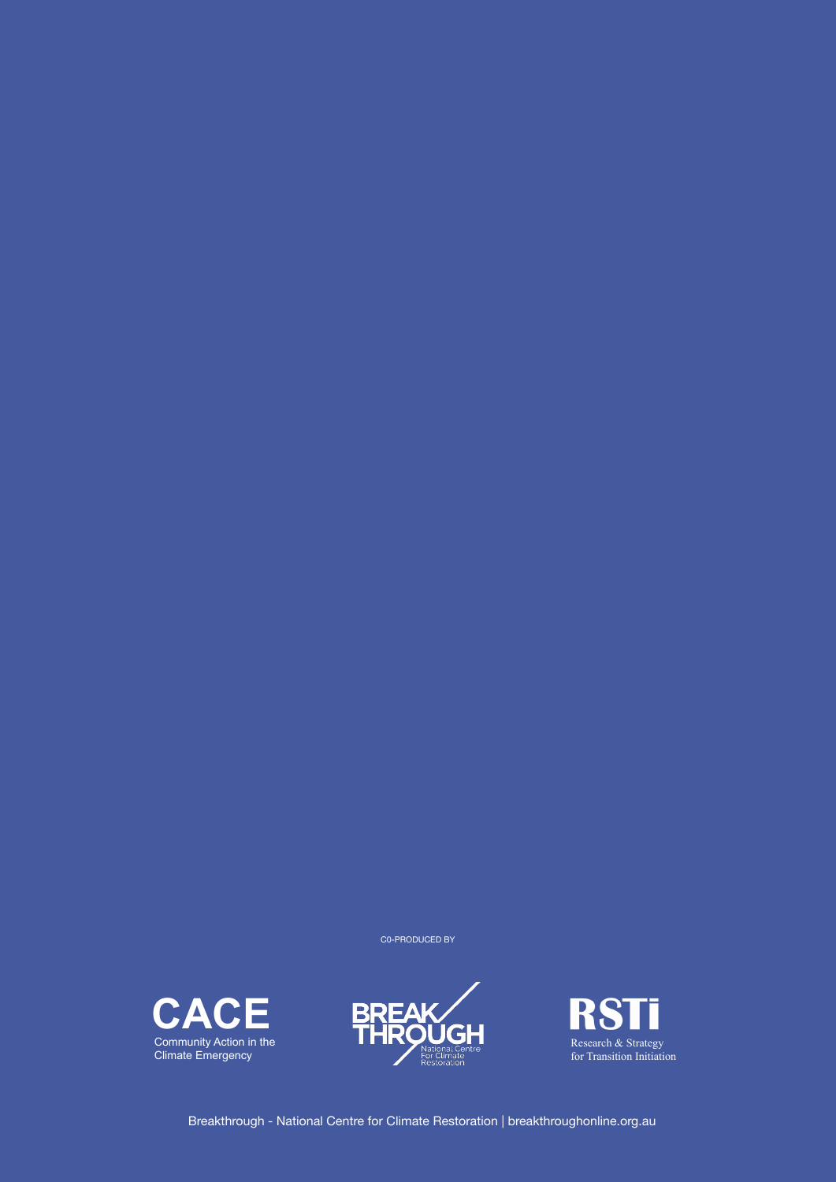C0-PRODUCED BY

**CACE**
Community Action in the Climate Emergency

**BREAK THROUGH**
National Centre For Climate Restoration

**RSTi**
Research & Strategy for Transition Initiation

Breakthrough - National Centre for Climate Restoration | breakthroughonline.org.au